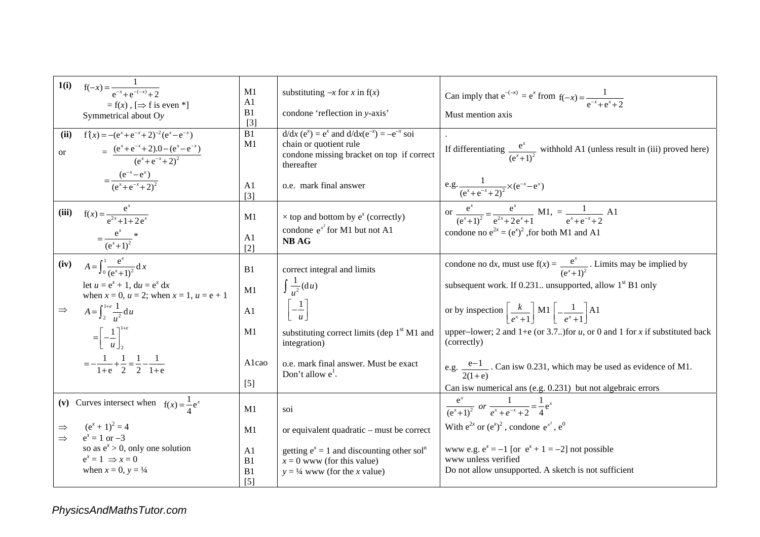| | | | |
|---|---|---|---|
| **1(i)** $\text{f}(-x)=\dfrac{1}{\text{e}^{-x}+\text{e}^{-(-x)}+2}$ <br> $= \text{f}(x)$ , [$\Rightarrow$ f is even *] <br> Symmetrical about O$y$ | M1 <br> A1 <br> B1 <br> [3] | substituting $-x$ for $x$ in f($x$) <br><br> condone 'reflection in $y$-axis' | Can imply that $\text{e}^{-(-x)} = \text{e}^x$ from $\text{f}(-x)=\dfrac{1}{\text{e}^{-x}+\text{e}^{x}+2}$ <br> Must mention axis |
| **(ii)** $\text{f}'(x)=-(\text{e}^x+\text{e}^{-x}+2)^{-2}(\text{e}^x-\text{e}^{-x})$ <br> or $=\dfrac{(\text{e}^x+\text{e}^{-x}+2).0-(\text{e}^x-\text{e}^{-x})}{(\text{e}^x+\text{e}^{-x}+2)^2}$ <br> $=\dfrac{(\text{e}^{-x}-\text{e}^{x})}{(\text{e}^x+\text{e}^{-x}+2)^2}$ | B1 <br> M1 <br><br><br> A1 <br> [3] | d/d$x$ ($\text{e}^x$) = $\text{e}^x$ and d/d$x$($\text{e}^{-x}$) = $-\text{e}^{-x}$ soi <br> chain or quotient rule <br> condone missing bracket on top if correct thereafter <br><br> o.e. mark final answer | . <br> If differentiating $\dfrac{\text{e}^x}{(\text{e}^x+1)^2}$ withhold A1 (unless result in (iii) proved here) <br><br> e.g. $\dfrac{1}{(\text{e}^x+\text{e}^{-x}+2)^2}\times(\text{e}^{-x}-\text{e}^{x})$ |
| **(iii)** $\text{f}(x)=\dfrac{\text{e}^x}{\text{e}^{2x}+1+2\,\text{e}^x}$ <br> $=\dfrac{\text{e}^x}{(\text{e}^x+1)^2}$ * | M1 <br><br> A1 <br> [2] | $\times$ top and bottom by $\text{e}^x$ (correctly) <br> condone $\text{e}^{x^2}$ for M1 but not A1 <br> **NB AG** | or $\dfrac{\text{e}^x}{(\text{e}^x+1)^2}=\dfrac{\text{e}^x}{\text{e}^{2x}+2\,\text{e}^x+1}$ M1, $=\dfrac{1}{\text{e}^x+\text{e}^{-x}+2}$ A1 <br> condone no $\text{e}^{2x} = (\text{e}^x)^2$ ,for both M1 and A1 |
| **(iv)** $A=\int_0^1\dfrac{\text{e}^x}{(\text{e}^x+1)^2}\text{d}\,x$ <br> let $u = \text{e}^x + 1$, d$u$ = $\text{e}^x$ d$x$ <br> when $x$ = 0, $u$ = 2; when $x$ = 1, $u$ = e + 1 <br> $\Rightarrow$ $A=\int_2^{1+e}\dfrac{1}{u^2}\text{d}u$ <br> $=\left[-\dfrac{1}{u}\right]_2^{1+e}$ <br> $=-\dfrac{1}{1+\text{e}}+\dfrac{1}{2}=\dfrac{1}{2}-\dfrac{1}{1+\text{e}}$ | B1 <br><br> M1 <br><br> A1 <br><br> M1 <br><br> A1cao <br><br> [5] | correct integral and limits <br> $\int\dfrac{1}{u^2}(\text{d}u)$ <br> $\left[-\dfrac{1}{u}\right]$ <br><br> substituting correct limits (dep 1st M1 and integration) <br><br> o.e. mark final answer. Must be exact <br> Don't allow $\text{e}^1$. | condone no d$x$, must use f($x$) = $\dfrac{\text{e}^x}{(\text{e}^x+1)^2}$. Limits may be implied by subsequent work. If 0.231.. unsupported, allow 1st B1 only <br><br> or by inspection $\left[\dfrac{k}{e^x+1}\right]$ M1 $\left[-\dfrac{1}{e^x+1}\right]$A1 <br><br> upper–lower; 2 and 1+e (or 3.7..)for $u$, or 0 and 1 for $x$ if substituted back (correctly) <br><br> e.g. $\dfrac{\text{e}-1}{2(1+\text{e})}$. Can isw 0.231, which may be used as evidence of M1. <br> Can isw numerical ans (e.g. 0.231) but not algebraic errors |
| **(v)** Curves intersect when $\text{f}(x)=\dfrac{1}{4}\text{e}^x$ <br><br> $\Rightarrow$ $(\text{e}^x + 1)^2 = 4$ <br> $\Rightarrow$ $\text{e}^x = 1$ or $-3$ <br> so as $\text{e}^x > 0$, only one solution <br> $\text{e}^x = 1$ $\Rightarrow x = 0$ <br> when $x = 0$, $y = ¼$ | M1 <br><br> M1 <br><br> A1 <br> B1 <br> B1 <br> [5] | soi <br><br> or equivalent quadratic – must be correct <br><br> getting $\text{e}^x = 1$ and discounting other soln <br> $x = 0$ www (for this value) <br> $y = ¼$ www (for the $x$ value) | $\dfrac{\text{e}^x}{(\text{e}^x+1)^2}$ *or* $\dfrac{1}{e^x+e^{-x}+2}=\dfrac{1}{4}\text{e}^x$ <br> With $\text{e}^{2x}$ or $(\text{e}^x)^2$ , condone $\text{e}^{x^2}$, $\text{e}^0$ <br><br> www e.g. $\text{e}^x = -1$ [or $\text{e}^x + 1 = -2$] not possible <br> www unless verified <br> Do not allow unsupported. A sketch is not sufficient |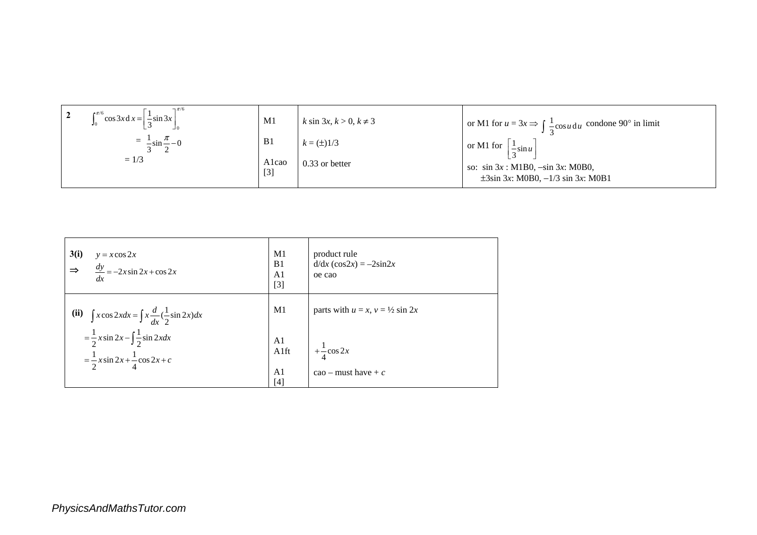| | | | |
|---|---|---|---|
| **2** $\int_0^{\pi/6} \cos 3x \, dx = \left[\frac{1}{3}\sin 3x\right]_0^{\pi/6}$ <br> $= \frac{1}{3}\sin\frac{\pi}{2} - 0$ <br> $= 1/3$ | M1 <br> B1 <br> A1cao <br> [3] | $k \sin 3x$, $k > 0$, $k \neq 3$ <br> $k = (\pm)1/3$ <br> 0.33 or better | or M1 for $u = 3x \Rightarrow \int \frac{1}{3}\cos u \, du$ condone 90° in limit <br> or M1 for $\left[\frac{1}{3}\sin u\right]$ <br> so: $\sin 3x$ : M1B0, $-\sin 3x$: M0B0, <br> $\pm 3\sin 3x$: M0B0, $-1/3 \sin 3x$: M0B1 |

| | | |
|---|---|---|
| **3(i)** $y = x\cos 2x$ <br> $\Rightarrow \quad \frac{dy}{dx} = -2x\sin 2x + \cos 2x$ | M1 <br> B1 <br> A1 <br> [3] | product rule <br> d/d$x$ (cos2$x$) = –2sin2$x$ <br> oe cao |
| **(ii)** $\int x\cos 2x dx = \int x \frac{d}{dx}(\frac{1}{2}\sin 2x)dx$ <br> $= \frac{1}{2}x\sin 2x - \int \frac{1}{2}\sin 2x dx$ <br> $= \frac{1}{2}x\sin 2x + \frac{1}{4}\cos 2x + c$ | M1 <br> A1 <br> A1ft <br> A1 <br> [4] | parts with $u = x$, $v = ½ \sin 2x$ <br> $+\frac{1}{4}\cos 2x$ <br> cao – must have + $c$ |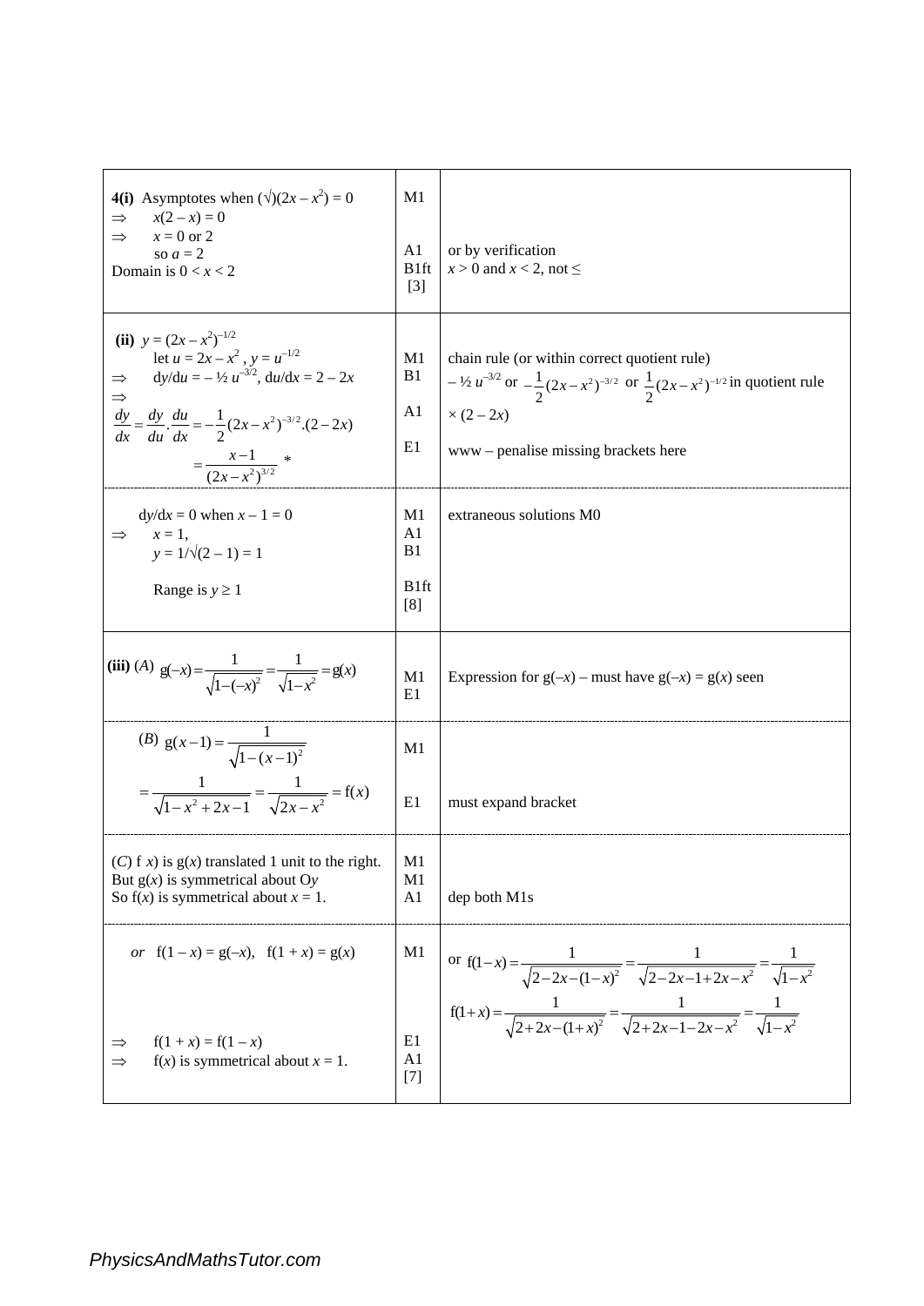| | | |
|---|---|---|
| **4(i)** Asymptotes when $(\sqrt{})(2x - x^2) = 0$<br>$\Rightarrow \quad x(2 - x) = 0$<br>$\Rightarrow \quad x = 0$ or $2$<br>so $a = 2$<br>Domain is $0 < x < 2$ | M1<br><br><br>A1<br>B1ft<br>[3] | <br><br><br>or by verification<br>$x > 0$ and $x < 2$, not $\leq$ |
| **(ii)** $y = (2x - x^2)^{-1/2}$<br>let $u = 2x - x^2$, $y = u^{-1/2}$<br>$\Rightarrow \quad dy/du = -\frac{1}{2} u^{-3/2}$, $du/dx = 2 - 2x$<br>$\Rightarrow$<br>$\frac{dy}{dx} = \frac{dy}{du} \cdot \frac{du}{dx} = -\frac{1}{2}(2x - x^2)^{-3/2} \cdot (2 - 2x)$<br>$= \frac{x - 1}{(2x - x^2)^{3/2}}$ * | <br>M1<br>B1<br><br>A1<br><br>E1 | <br>chain rule (or within correct quotient rule)<br>$-\frac{1}{2} u^{-3/2}$ or $-\frac{1}{2}(2x - x^2)^{-3/2}$ or $\frac{1}{2}(2x - x^2)^{-1/2}$ in quotient rule<br>$\times (2 - 2x)$<br><br>www – penalise missing brackets here |
| $dy/dx = 0$ when $x - 1 = 0$<br>$\Rightarrow \quad x = 1$,<br>$y = 1/\sqrt{(2 - 1)} = 1$<br><br>Range is $y \geq 1$ | M1<br>A1<br>B1<br><br>B1ft<br>[8] | extraneous solutions M0 |
| **(iii)** (*A*) $g(-x) = \frac{1}{\sqrt{1 - (-x)^2}} = \frac{1}{\sqrt{1 - x^2}} = g(x)$ | M1<br>E1 | Expression for $g(-x)$ – must have $g(-x) = g(x)$ seen |
| (*B*) $g(x - 1) = \frac{1}{\sqrt{1 - (x - 1)^2}}$<br>$= \frac{1}{\sqrt{1 - x^2 + 2x - 1}} = \frac{1}{\sqrt{2x - x^2}} = f(x)$ | M1<br><br>E1 | <br><br>must expand bracket |
| (*C*) f $x$) is $g(x)$ translated 1 unit to the right.<br>But $g(x)$ is symmetrical about O$y$<br>So $f(x)$ is symmetrical about $x = 1$. | M1<br>M1<br>A1 | <br><br>dep both M1s |
| *or* $f(1 - x) = g(-x)$, $f(1 + x) = g(x)$<br><br><br><br>$\Rightarrow \quad f(1 + x) = f(1 - x)$<br>$\Rightarrow \quad f(x)$ is symmetrical about $x = 1$. | M1<br><br><br><br>E1<br>A1<br>[7] | or $f(1-x) = \frac{1}{\sqrt{2 - 2x - (1-x)^2}} = \frac{1}{\sqrt{2 - 2x - 1 + 2x - x^2}} = \frac{1}{\sqrt{1 - x^2}}$<br>$f(1+x) = \frac{1}{\sqrt{2 + 2x - (1+x)^2}} = \frac{1}{\sqrt{2 + 2x - 1 - 2x - x^2}} = \frac{1}{\sqrt{1 - x^2}}$ |